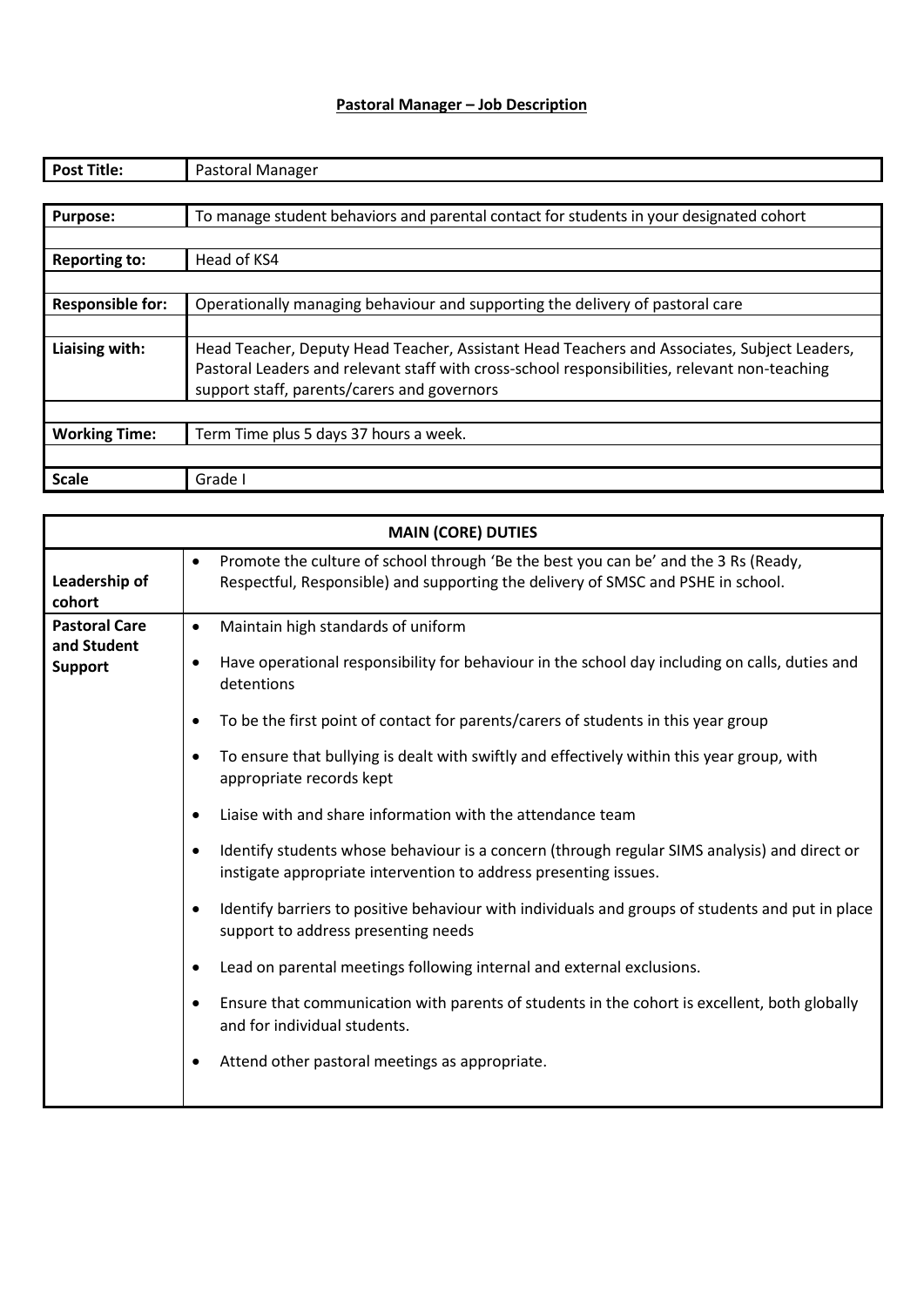# Pastoral Manager – Job Description

| | |
|---|---|
| **Post Title:** | Pastoral Manager |
| **Purpose:** | To manage student behaviors and parental contact for students in your designated cohort |
| **Reporting to:** | Head of KS4 |
| **Responsible for:** | Operationally managing behaviour and supporting the delivery of pastoral care |
| **Liaising with:** | Head Teacher, Deputy Head Teacher, Assistant Head Teachers and Associates, Subject Leaders, Pastoral Leaders and relevant staff with cross-school responsibilities, relevant non-teaching support staff, parents/carers and governors |
| **Working Time:** | Term Time plus 5 days 37 hours a week. |
| **Scale** | Grade I |

| **MAIN (CORE) DUTIES** | |
|---|---|
| **Leadership of cohort** | • Promote the culture of school through 'Be the best you can be' and the 3 Rs (Ready, Respectful, Responsible) and supporting the delivery of SMSC and PSHE in school. |
| **Pastoral Care and Student Support** | • Maintain high standards of uniform<br>• Have operational responsibility for behaviour in the school day including on calls, duties and detentions<br>• To be the first point of contact for parents/carers of students in this year group<br>• To ensure that bullying is dealt with swiftly and effectively within this year group, with appropriate records kept<br>• Liaise with and share information with the attendance team<br>• Identify students whose behaviour is a concern (through regular SIMS analysis) and direct or instigate appropriate intervention to address presenting issues.<br>• Identify barriers to positive behaviour with individuals and groups of students and put in place support to address presenting needs<br>• Lead on parental meetings following internal and external exclusions.<br>• Ensure that communication with parents of students in the cohort is excellent, both globally and for individual students.<br>• Attend other pastoral meetings as appropriate. |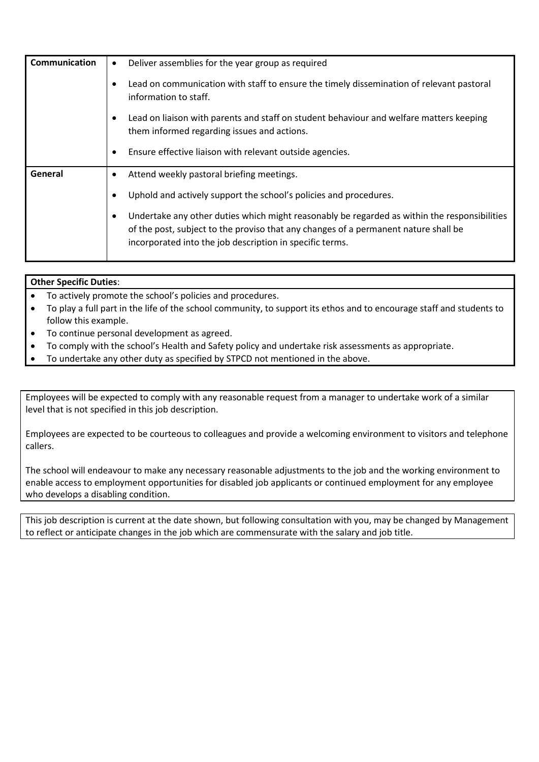| | |
|---|---|
| **Communication** | • Deliver assemblies for the year group as required<br>• Lead on communication with staff to ensure the timely dissemination of relevant pastoral information to staff.<br>• Lead on liaison with parents and staff on student behaviour and welfare matters keeping them informed regarding issues and actions.<br>• Ensure effective liaison with relevant outside agencies. |
| **General** | • Attend weekly pastoral briefing meetings.<br>• Uphold and actively support the school's policies and procedures.<br>• Undertake any other duties which might reasonably be regarded as within the responsibilities of the post, subject to the proviso that any changes of a permanent nature shall be incorporated into the job description in specific terms. |

**Other Specific Duties**:

- To actively promote the school's policies and procedures.
- To play a full part in the life of the school community, to support its ethos and to encourage staff and students to follow this example.
- To continue personal development as agreed.
- To comply with the school's Health and Safety policy and undertake risk assessments as appropriate.
- To undertake any other duty as specified by STPCD not mentioned in the above.

Employees will be expected to comply with any reasonable request from a manager to undertake work of a similar level that is not specified in this job description.

Employees are expected to be courteous to colleagues and provide a welcoming environment to visitors and telephone callers.

The school will endeavour to make any necessary reasonable adjustments to the job and the working environment to enable access to employment opportunities for disabled job applicants or continued employment for any employee who develops a disabling condition.

This job description is current at the date shown, but following consultation with you, may be changed by Management to reflect or anticipate changes in the job which are commensurate with the salary and job title.